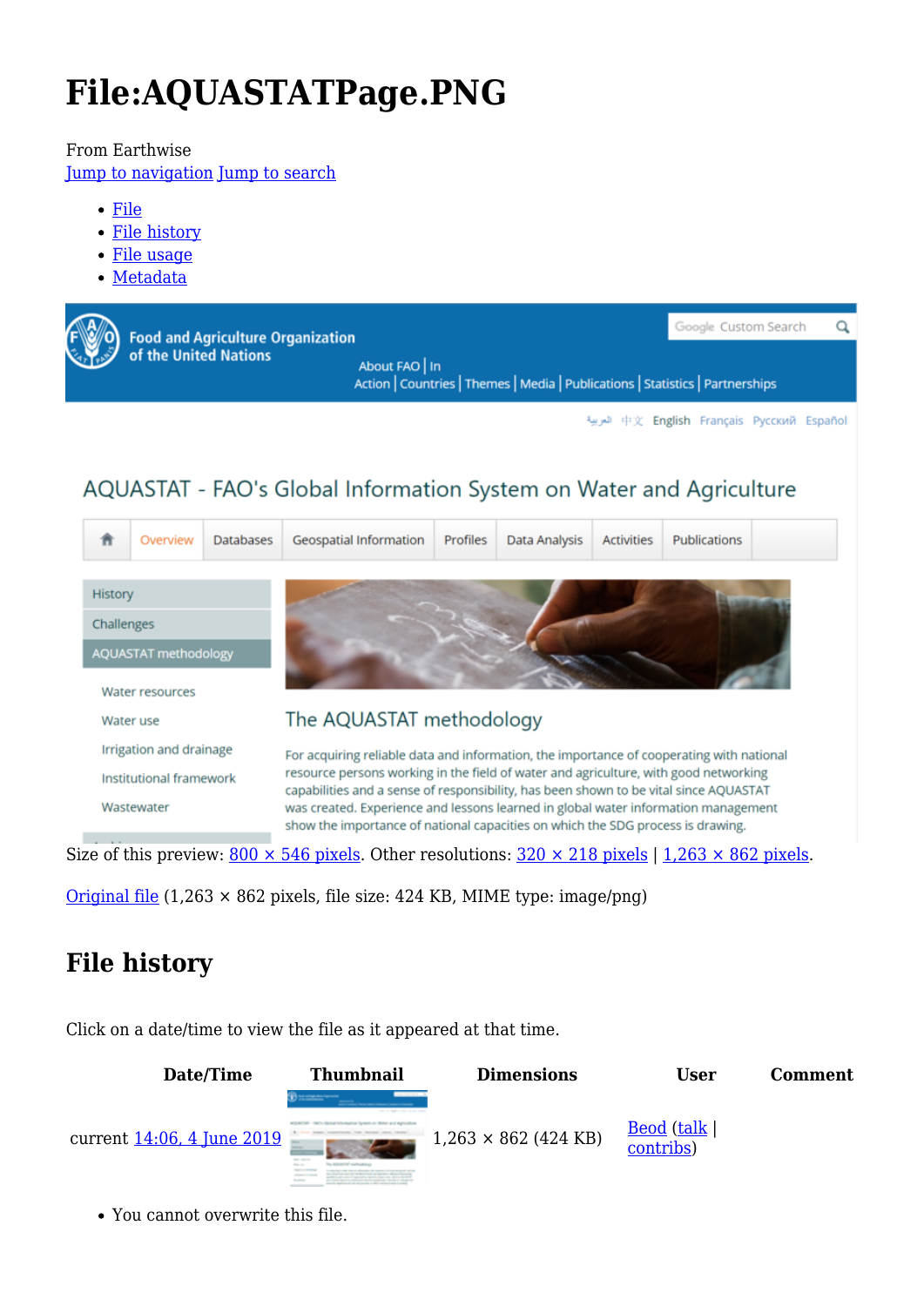# File:AQUASTATPage.PNG

From Earthwise

Jump to navigation Jump to search

- File
- File history
- File usage
- Metadata

Size of this preview: 800 × 546 pixels. Other resolutions: 320 × 218 pixels | 1,263 × 862 pixels.

Original file (1,263 × 862 pixels, file size: 424 KB, MIME type: image/png)

## File history

Click on a date/time to view the file as it appeared at that time.

| | Date/Time | Thumbnail | Dimensions | User | Comment |
|---|---|---|---|---|---|
| current | 14:06, 4 June 2019 | | 1,263 × 862 (424 KB) | Beod (talk \| contribs) | |

- You cannot overwrite this file.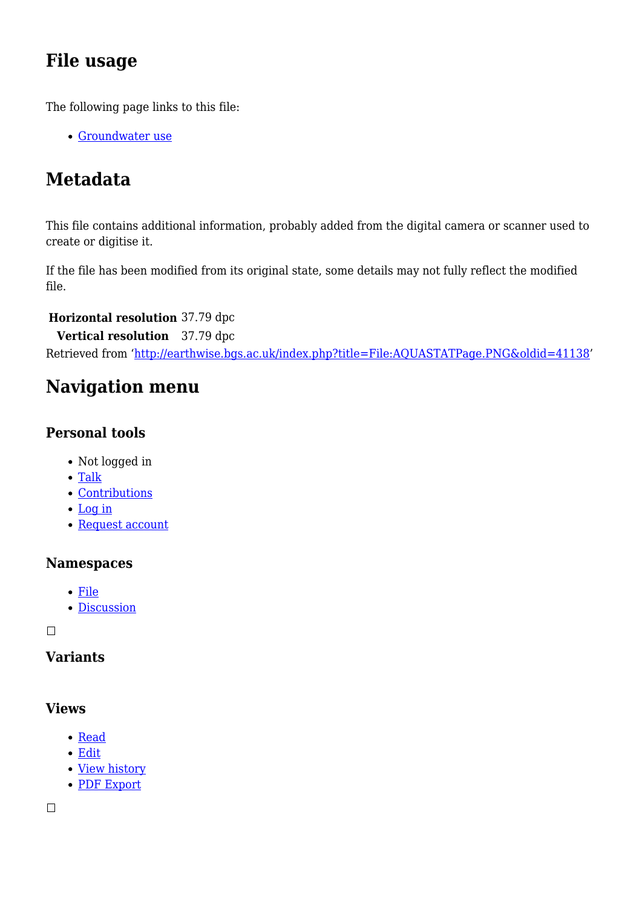## File usage

The following page links to this file:

- Groundwater use

## Metadata

This file contains additional information, probably added from the digital camera or scanner used to create or digitise it.

If the file has been modified from its original state, some details may not fully reflect the modified file.

| | |
|---|---|
| **Horizontal resolution** | 37.79 dpc |
| **Vertical resolution** | 37.79 dpc |

Retrieved from 'http://earthwise.bgs.ac.uk/index.php?title=File:AQUASTATPage.PNG&oldid=41138'

## Navigation menu

### Personal tools

- Not logged in
- Talk
- Contributions
- Log in
- Request account

### Namespaces

- File
- Discussion

### Variants

### Views

- Read
- Edit
- View history
- PDF Export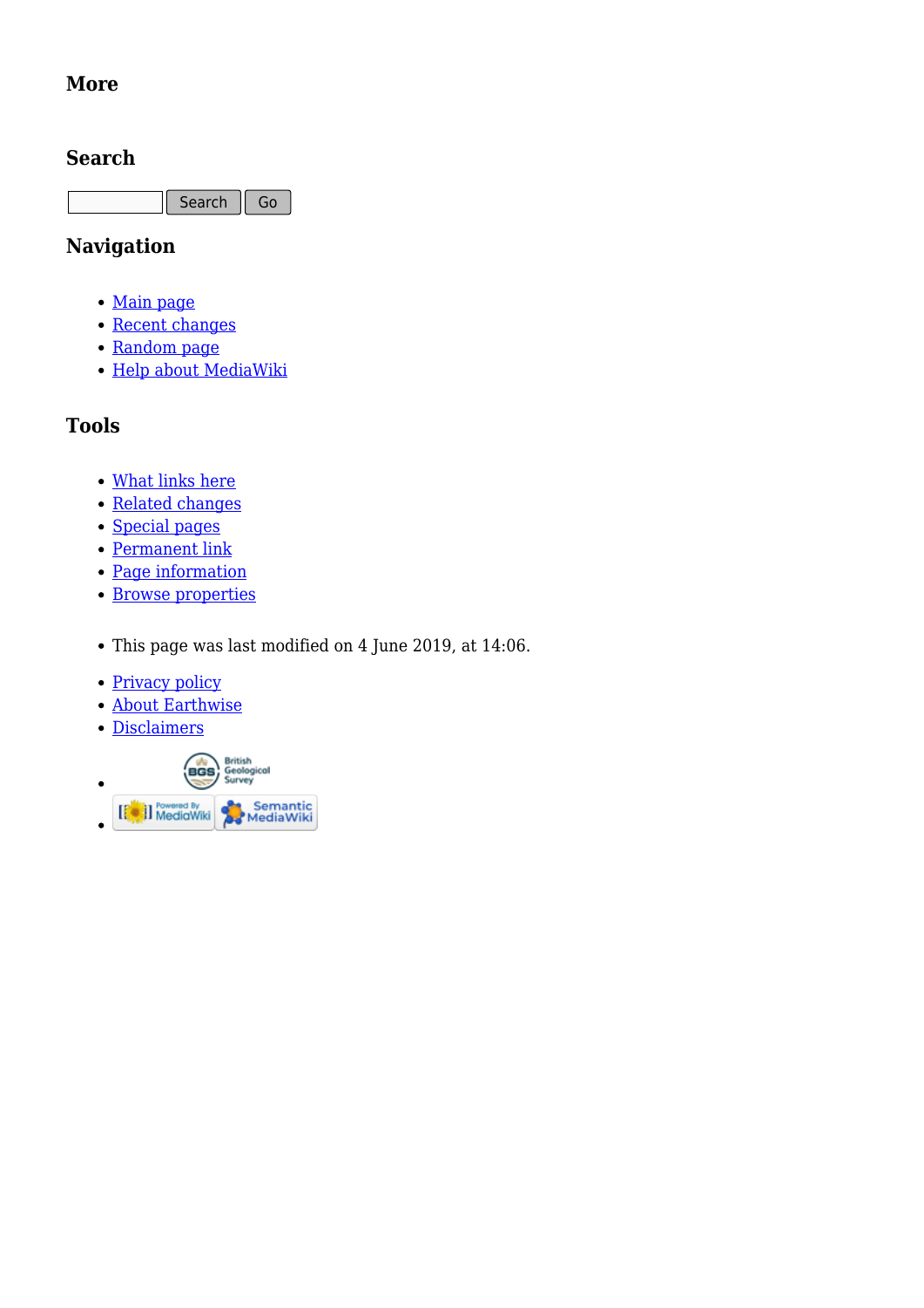## More

## Search

Search Go

## Navigation

- Main page
- Recent changes
- Random page
- Help about MediaWiki

## Tools

- What links here
- Related changes
- Special pages
- Permanent link
- Page information
- Browse properties

- This page was last modified on 4 June 2019, at 14:06.

- Privacy policy
- About Earthwise
- Disclaimers